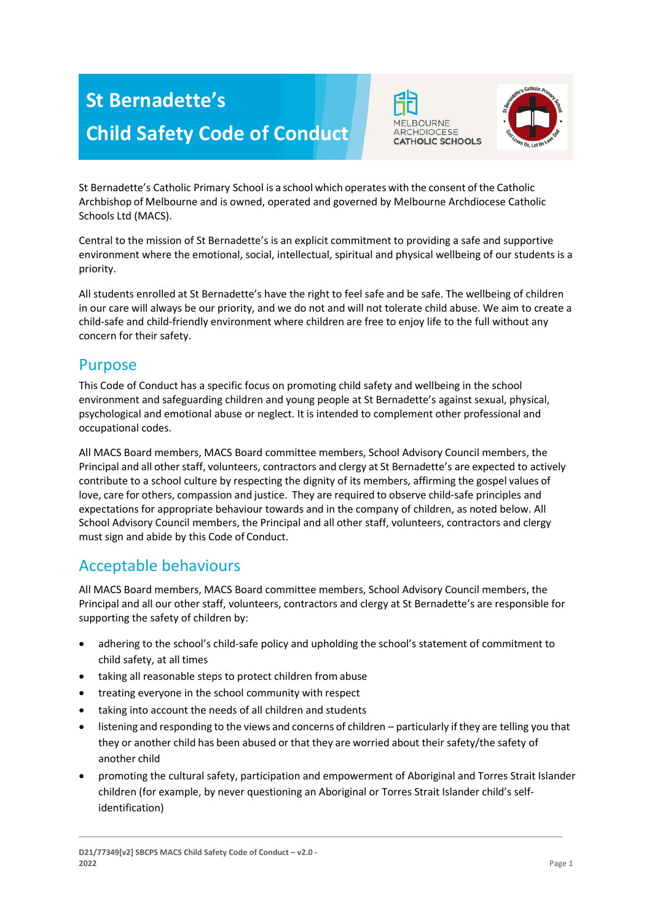# St Bernadette's Child Safety Code of Conduct

St Bernadette's Catholic Primary School is a school which operates with the consent of the Catholic Archbishop of Melbourne and is owned, operated and governed by Melbourne Archdiocese Catholic Schools Ltd (MACS).

Central to the mission of St Bernadette's is an explicit commitment to providing a safe and supportive environment where the emotional, social, intellectual, spiritual and physical wellbeing of our students is a priority.

All students enrolled at St Bernadette's have the right to feel safe and be safe. The wellbeing of children in our care will always be our priority, and we do not and will not tolerate child abuse. We aim to create a child-safe and child-friendly environment where children are free to enjoy life to the full without any concern for their safety.

## Purpose

This Code of Conduct has a specific focus on promoting child safety and wellbeing in the school environment and safeguarding children and young people at St Bernadette's against sexual, physical, psychological and emotional abuse or neglect. It is intended to complement other professional and occupational codes.

All MACS Board members, MACS Board committee members, School Advisory Council members, the Principal and all other staff, volunteers, contractors and clergy at St Bernadette's are expected to actively contribute to a school culture by respecting the dignity of its members, affirming the gospel values of love, care for others, compassion and justice. They are required to observe child-safe principles and expectations for appropriate behaviour towards and in the company of children, as noted below. All School Advisory Council members, the Principal and all other staff, volunteers, contractors and clergy must sign and abide by this Code of Conduct.

## Acceptable behaviours

All MACS Board members, MACS Board committee members, School Advisory Council members, the Principal and all our other staff, volunteers, contractors and clergy at St Bernadette's are responsible for supporting the safety of children by:

- adhering to the school's child-safe policy and upholding the school's statement of commitment to child safety, at all times
- taking all reasonable steps to protect children from abuse
- treating everyone in the school community with respect
- taking into account the needs of all children and students
- listening and responding to the views and concerns of children – particularly if they are telling you that they or another child has been abused or that they are worried about their safety/the safety of another child
- promoting the cultural safety, participation and empowerment of Aboriginal and Torres Strait Islander children (for example, by never questioning an Aboriginal or Torres Strait Islander child's self-identification)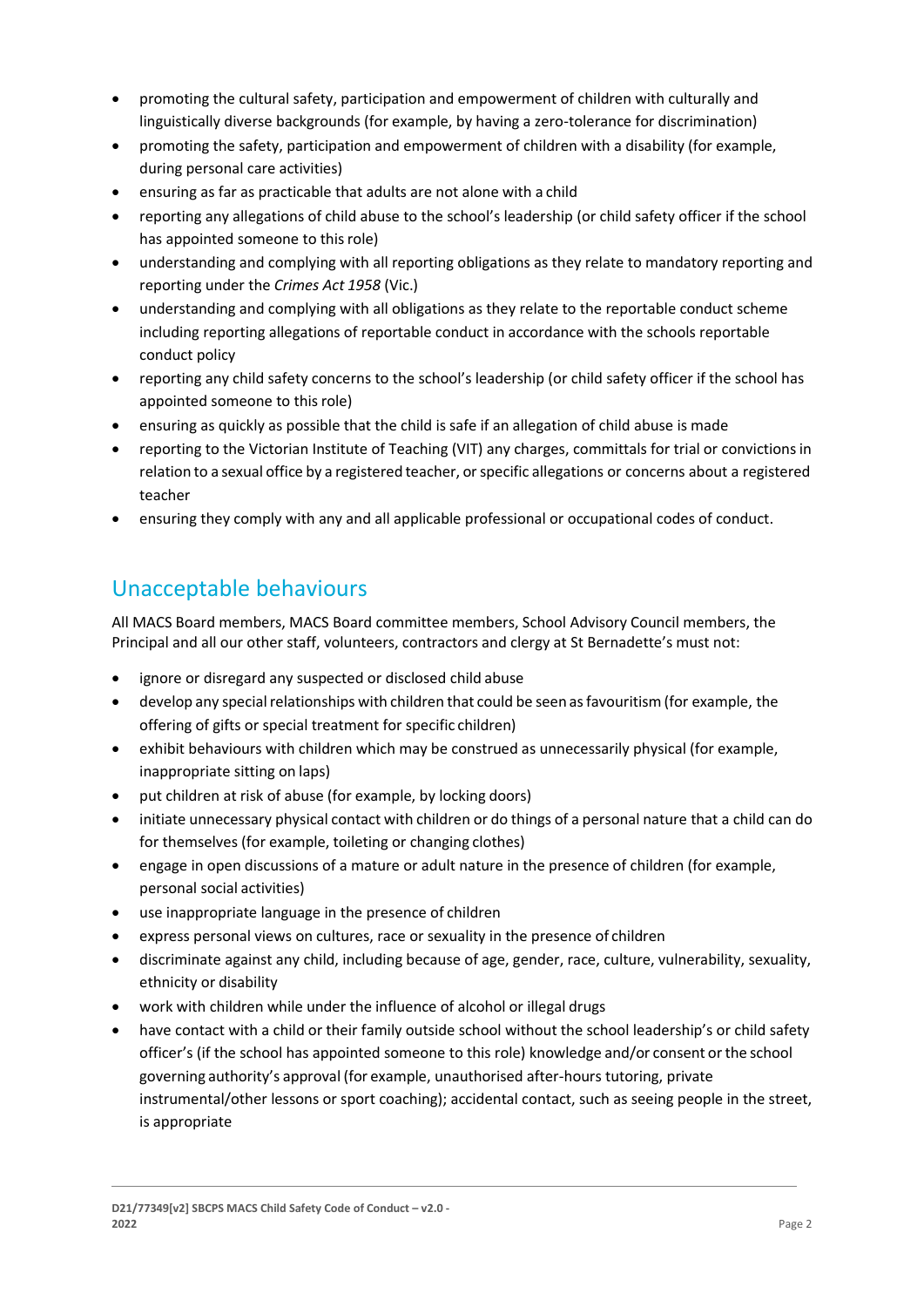- promoting the cultural safety, participation and empowerment of children with culturally and linguistically diverse backgrounds (for example, by having a zero-tolerance for discrimination)
- promoting the safety, participation and empowerment of children with a disability (for example, during personal care activities)
- ensuring as far as practicable that adults are not alone with a child
- reporting any allegations of child abuse to the school's leadership (or child safety officer if the school has appointed someone to this role)
- understanding and complying with all reporting obligations as they relate to mandatory reporting and reporting under the *Crimes Act 1958* (Vic.)
- understanding and complying with all obligations as they relate to the reportable conduct scheme including reporting allegations of reportable conduct in accordance with the schools reportable conduct policy
- reporting any child safety concerns to the school's leadership (or child safety officer if the school has appointed someone to this role)
- ensuring as quickly as possible that the child is safe if an allegation of child abuse is made
- reporting to the Victorian Institute of Teaching (VIT) any charges, committals for trial or convictions in relation to a sexual office by a registered teacher, or specific allegations or concerns about a registered teacher
- ensuring they comply with any and all applicable professional or occupational codes of conduct.

## Unacceptable behaviours

All MACS Board members, MACS Board committee members, School Advisory Council members, the Principal and all our other staff, volunteers, contractors and clergy at St Bernadette's must not:

- ignore or disregard any suspected or disclosed child abuse
- develop any special relationships with children that could be seen as favouritism (for example, the offering of gifts or special treatment for specific children)
- exhibit behaviours with children which may be construed as unnecessarily physical (for example, inappropriate sitting on laps)
- put children at risk of abuse (for example, by locking doors)
- initiate unnecessary physical contact with children or do things of a personal nature that a child can do for themselves (for example, toileting or changing clothes)
- engage in open discussions of a mature or adult nature in the presence of children (for example, personal social activities)
- use inappropriate language in the presence of children
- express personal views on cultures, race or sexuality in the presence of children
- discriminate against any child, including because of age, gender, race, culture, vulnerability, sexuality, ethnicity or disability
- work with children while under the influence of alcohol or illegal drugs
- have contact with a child or their family outside school without the school leadership's or child safety officer's (if the school has appointed someone to this role) knowledge and/or consent or the school governing authority's approval (for example, unauthorised after-hours tutoring, private instrumental/other lessons or sport coaching); accidental contact, such as seeing people in the street, is appropriate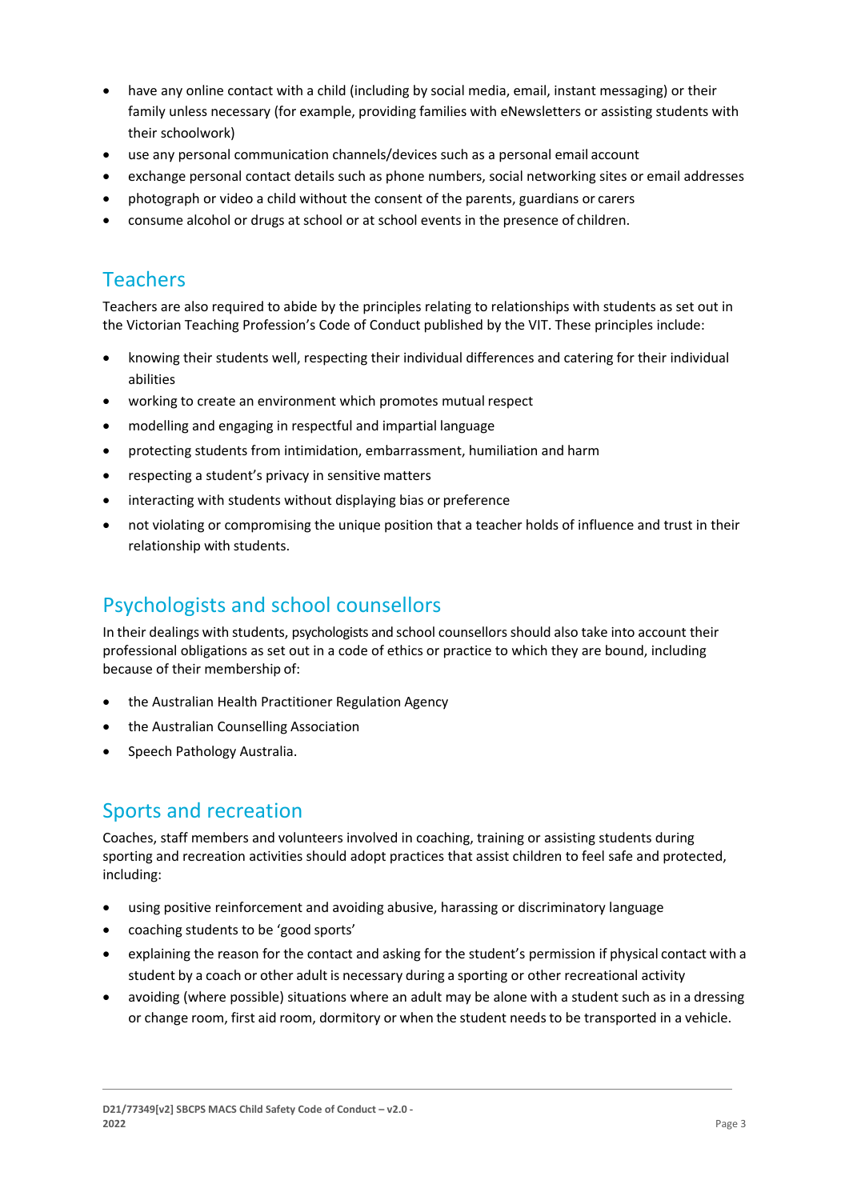- have any online contact with a child (including by social media, email, instant messaging) or their family unless necessary (for example, providing families with eNewsletters or assisting students with their schoolwork)
- use any personal communication channels/devices such as a personal email account
- exchange personal contact details such as phone numbers, social networking sites or email addresses
- photograph or video a child without the consent of the parents, guardians or carers
- consume alcohol or drugs at school or at school events in the presence of children.

## Teachers

Teachers are also required to abide by the principles relating to relationships with students as set out in the Victorian Teaching Profession's Code of Conduct published by the VIT. These principles include:

- knowing their students well, respecting their individual differences and catering for their individual abilities
- working to create an environment which promotes mutual respect
- modelling and engaging in respectful and impartial language
- protecting students from intimidation, embarrassment, humiliation and harm
- respecting a student's privacy in sensitive matters
- interacting with students without displaying bias or preference
- not violating or compromising the unique position that a teacher holds of influence and trust in their relationship with students.

## Psychologists and school counsellors

In their dealings with students, psychologists and school counsellors should also take into account their professional obligations as set out in a code of ethics or practice to which they are bound, including because of their membership of:

- the Australian Health Practitioner Regulation Agency
- the Australian Counselling Association
- Speech Pathology Australia.

## Sports and recreation

Coaches, staff members and volunteers involved in coaching, training or assisting students during sporting and recreation activities should adopt practices that assist children to feel safe and protected, including:

- using positive reinforcement and avoiding abusive, harassing or discriminatory language
- coaching students to be 'good sports'
- explaining the reason for the contact and asking for the student's permission if physical contact with a student by a coach or other adult is necessary during a sporting or other recreational activity
- avoiding (where possible) situations where an adult may be alone with a student such as in a dressing or change room, first aid room, dormitory or when the student needs to be transported in a vehicle.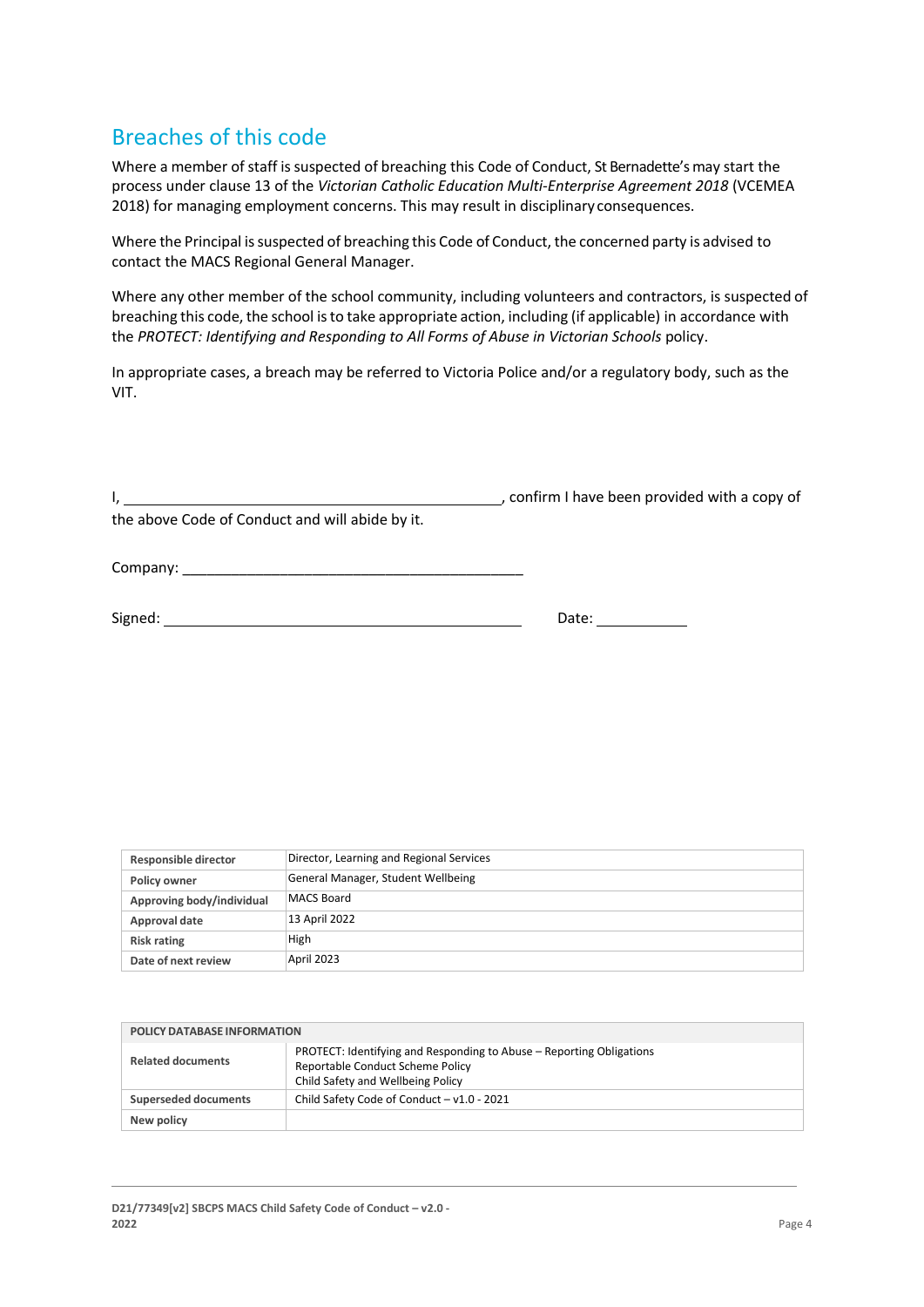## Breaches of this code

Where a member of staff is suspected of breaching this Code of Conduct, St Bernadette's may start the process under clause 13 of the *Victorian Catholic Education Multi-Enterprise Agreement 2018* (VCEMEA 2018) for managing employment concerns. This may result in disciplinary consequences.

Where the Principal is suspected of breaching this Code of Conduct, the concerned party is advised to contact the MACS Regional General Manager.

Where any other member of the school community, including volunteers and contractors, is suspected of breaching this code, the school is to take appropriate action, including (if applicable) in accordance with the *PROTECT: Identifying and Responding to All Forms of Abuse in Victorian Schools* policy.

In appropriate cases, a breach may be referred to Victoria Police and/or a regulatory body, such as the VIT.

I, ______________________________________________, confirm I have been provided with a copy of the above Code of Conduct and will abide by it.

Company: ___________________________________________

Signed: ______________________________________________ Date: ___________

| | |
|---|---|
| **Responsible director** | Director, Learning and Regional Services |
| **Policy owner** | General Manager, Student Wellbeing |
| **Approving body/individual** | MACS Board |
| **Approval date** | 13 April 2022 |
| **Risk rating** | High |
| **Date of next review** | April 2023 |

| **POLICY DATABASE INFORMATION** | |
|---|---|
| **Related documents** | PROTECT: Identifying and Responding to Abuse – Reporting Obligations<br>Reportable Conduct Scheme Policy<br>Child Safety and Wellbeing Policy |
| **Superseded documents** | Child Safety Code of Conduct – v1.0 - 2021 |
| **New policy** | |